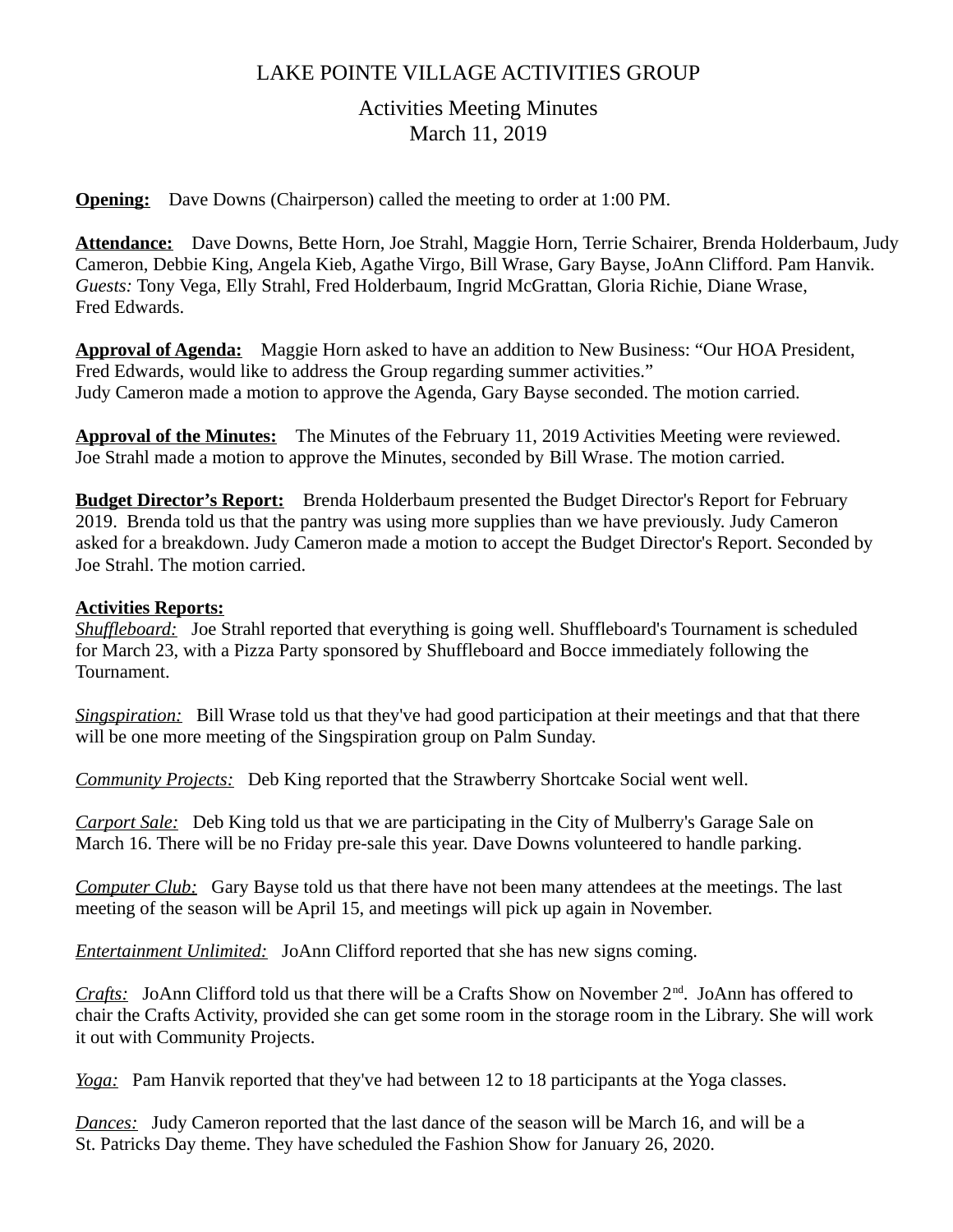# LAKE POINTE VILLAGE ACTIVITIES GROUP

## Activities Meeting Minutes
## March 11, 2019

**Opening:** Dave Downs (Chairperson) called the meeting to order at 1:00 PM.

**Attendance:** Dave Downs, Bette Horn, Joe Strahl, Maggie Horn, Terrie Schairer, Brenda Holderbaum, Judy Cameron, Debbie King, Angela Kieb, Agathe Virgo, Bill Wrase, Gary Bayse, JoAnn Clifford. Pam Hanvik. *Guests:* Tony Vega, Elly Strahl, Fred Holderbaum, Ingrid McGrattan, Gloria Richie, Diane Wrase, Fred Edwards.

**Approval of Agenda:** Maggie Horn asked to have an addition to New Business: "Our HOA President, Fred Edwards, would like to address the Group regarding summer activities."
Judy Cameron made a motion to approve the Agenda, Gary Bayse seconded. The motion carried.

**Approval of the Minutes:** The Minutes of the February 11, 2019 Activities Meeting were reviewed. Joe Strahl made a motion to approve the Minutes, seconded by Bill Wrase. The motion carried.

**Budget Director's Report:** Brenda Holderbaum presented the Budget Director's Report for February 2019. Brenda told us that the pantry was using more supplies than we have previously. Judy Cameron asked for a breakdown. Judy Cameron made a motion to accept the Budget Director's Report. Seconded by Joe Strahl. The motion carried.

**Activities Reports:**

*Shuffleboard:* Joe Strahl reported that everything is going well. Shuffleboard's Tournament is scheduled for March 23, with a Pizza Party sponsored by Shuffleboard and Bocce immediately following the Tournament.

*Singspiration:* Bill Wrase told us that they've had good participation at their meetings and that that there will be one more meeting of the Singspiration group on Palm Sunday.

*Community Projects:* Deb King reported that the Strawberry Shortcake Social went well.

*Carport Sale:* Deb King told us that we are participating in the City of Mulberry's Garage Sale on March 16. There will be no Friday pre-sale this year. Dave Downs volunteered to handle parking.

*Computer Club:* Gary Bayse told us that there have not been many attendees at the meetings. The last meeting of the season will be April 15, and meetings will pick up again in November.

*Entertainment Unlimited:* JoAnn Clifford reported that she has new signs coming.

*Crafts:* JoAnn Clifford told us that there will be a Crafts Show on November 2nd. JoAnn has offered to chair the Crafts Activity, provided she can get some room in the storage room in the Library. She will work it out with Community Projects.

*Yoga:* Pam Hanvik reported that they've had between 12 to 18 participants at the Yoga classes.

*Dances:* Judy Cameron reported that the last dance of the season will be March 16, and will be a St. Patricks Day theme. They have scheduled the Fashion Show for January 26, 2020.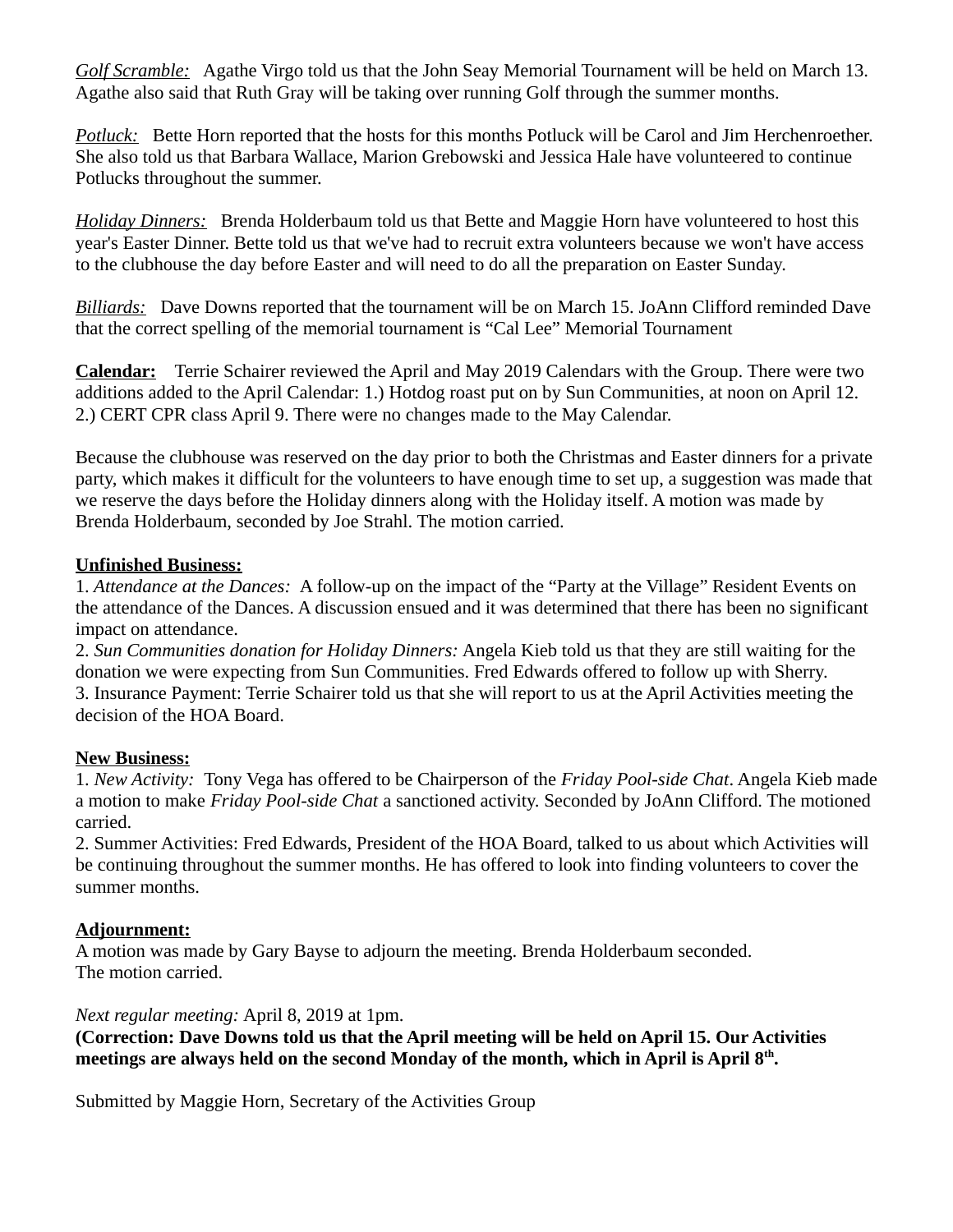*Golf Scramble:* Agathe Virgo told us that the John Seay Memorial Tournament will be held on March 13. Agathe also said that Ruth Gray will be taking over running Golf through the summer months.

*Potluck:* Bette Horn reported that the hosts for this months Potluck will be Carol and Jim Herchenroether. She also told us that Barbara Wallace, Marion Grebowski and Jessica Hale have volunteered to continue Potlucks throughout the summer.

*Holiday Dinners:* Brenda Holderbaum told us that Bette and Maggie Horn have volunteered to host this year's Easter Dinner. Bette told us that we've had to recruit extra volunteers because we won't have access to the clubhouse the day before Easter and will need to do all the preparation on Easter Sunday.

*Billiards:* Dave Downs reported that the tournament will be on March 15. JoAnn Clifford reminded Dave that the correct spelling of the memorial tournament is "Cal Lee" Memorial Tournament

**Calendar:** Terrie Schairer reviewed the April and May 2019 Calendars with the Group. There were two additions added to the April Calendar: 1.) Hotdog roast put on by Sun Communities, at noon on April 12. 2.) CERT CPR class April 9. There were no changes made to the May Calendar.

Because the clubhouse was reserved on the day prior to both the Christmas and Easter dinners for a private party, which makes it difficult for the volunteers to have enough time to set up, a suggestion was made that we reserve the days before the Holiday dinners along with the Holiday itself. A motion was made by Brenda Holderbaum, seconded by Joe Strahl. The motion carried.

**Unfinished Business:**

1. *Attendance at the Dances:* A follow-up on the impact of the "Party at the Village" Resident Events on the attendance of the Dances. A discussion ensued and it was determined that there has been no significant impact on attendance.
2. *Sun Communities donation for Holiday Dinners:* Angela Kieb told us that they are still waiting for the donation we were expecting from Sun Communities. Fred Edwards offered to follow up with Sherry.
3. Insurance Payment: Terrie Schairer told us that she will report to us at the April Activities meeting the decision of the HOA Board.

**New Business:**

1. *New Activity:* Tony Vega has offered to be Chairperson of the *Friday Pool-side Chat*. Angela Kieb made a motion to make *Friday Pool-side Chat* a sanctioned activity. Seconded by JoAnn Clifford. The motioned carried.
2. Summer Activities: Fred Edwards, President of the HOA Board, talked to us about which Activities will be continuing throughout the summer months. He has offered to look into finding volunteers to cover the summer months.

**Adjournment:**

A motion was made by Gary Bayse to adjourn the meeting. Brenda Holderbaum seconded.
The motion carried.

*Next regular meeting:* April 8, 2019 at 1pm.

**(Correction: Dave Downs told us that the April meeting will be held on April 15. Our Activities meetings are always held on the second Monday of the month, which in April is April 8th.**

Submitted by Maggie Horn, Secretary of the Activities Group